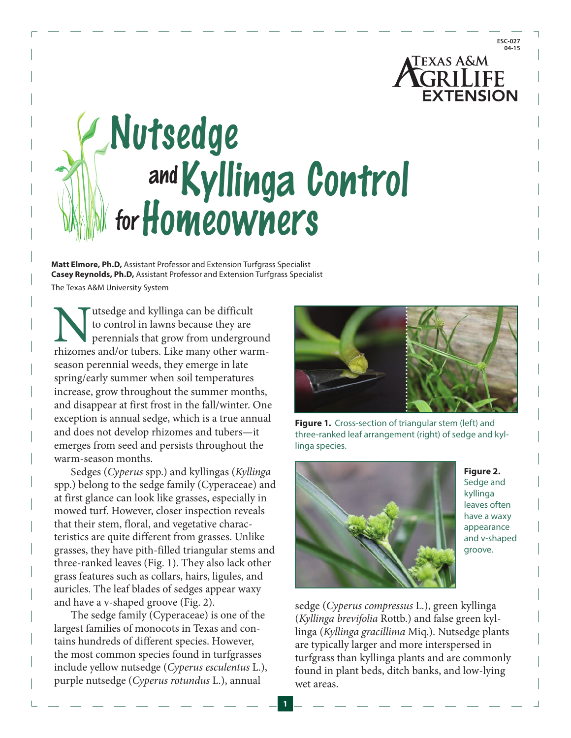# Nutsedge and Kyllinga Control for Homeowners

**Matt Elmore, Ph.D,** Assistant Professor and Extension Turfgrass Specialist
**Casey Reynolds, Ph.D,** Assistant Professor and Extension Turfgrass Specialist
The Texas A&M University System

Nutsedge and kyllinga can be difficult to control in lawns because they are perennials that grow from underground rhizomes and/or tubers. Like many other warm-season perennial weeds, they emerge in late spring/early summer when soil temperatures increase, grow throughout the summer months, and disappear at first frost in the fall/winter. One exception is annual sedge, which is a true annual and does not develop rhizomes and tubers—it emerges from seed and persists throughout the warm-season months.

Sedges (*Cyperus* spp.) and kyllingas (*Kyllinga* spp.) belong to the sedge family (Cyperaceae) and at first glance can look like grasses, especially in mowed turf. However, closer inspection reveals that their stem, floral, and vegetative characteristics are quite different from grasses. Unlike grasses, they have pith-filled triangular stems and three-ranked leaves (Fig. 1). They also lack other grass features such as collars, hairs, ligules, and auricles. The leaf blades of sedges appear waxy and have a v-shaped groove (Fig. 2).

The sedge family (Cyperaceae) is one of the largest families of monocots in Texas and contains hundreds of different species. However, the most common species found in turfgrasses include yellow nutsedge (*Cyperus esculentus* L.), purple nutsedge (*Cyperus rotundus* L.), annual sedge (*Cyperus compressus* L.), green kyllinga (*Kyllinga brevifolia* Rottb.) and false green kyllinga (*Kyllinga gracillima* Miq.). Nutsedge plants are typically larger and more interspersed in turfgrass than kyllinga plants and are commonly found in plant beds, ditch banks, and low-lying wet areas.

**Figure 1.** Cross-section of triangular stem (left) and three-ranked leaf arrangement (right) of sedge and kyllinga species.

**Figure 2.** Sedge and kyllinga leaves often have a waxy appearance and v-shaped groove.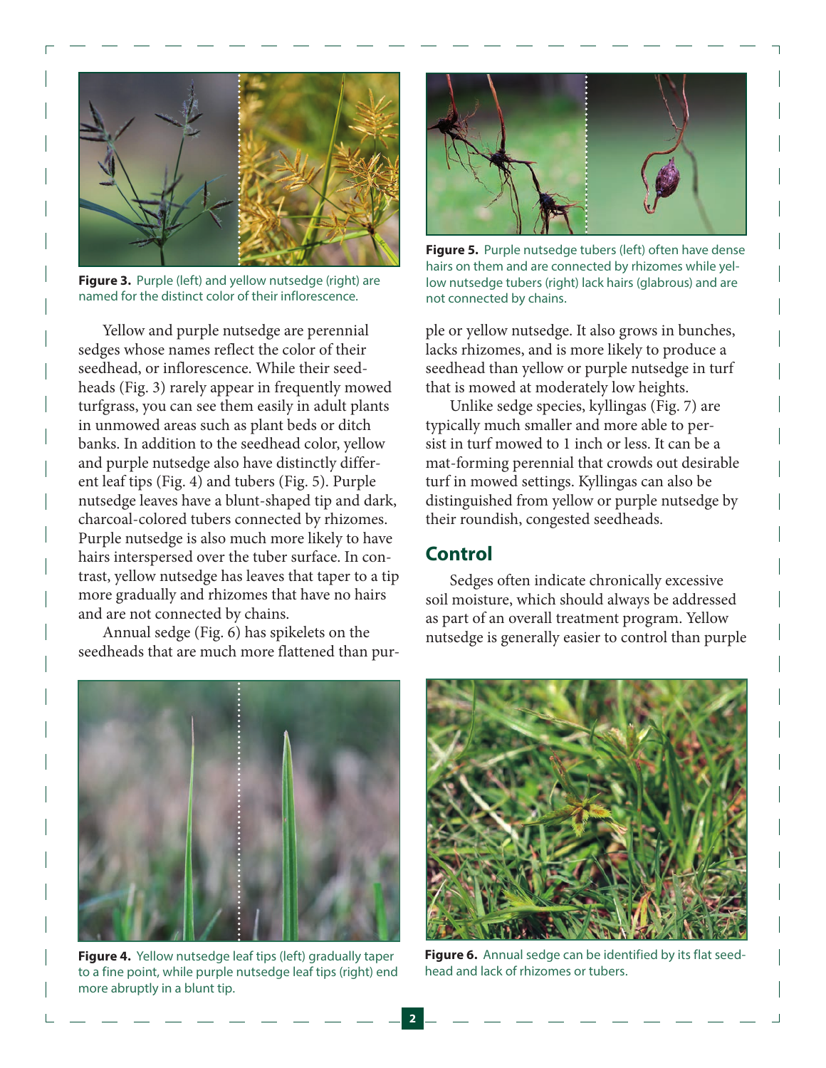Figure 3. Purple (left) and yellow nutsedge (right) are named for the distinct color of their inflorescence.

Figure 5. Purple nutsedge tubers (left) often have dense hairs on them and are connected by rhizomes while yellow nutsedge tubers (right) lack hairs (glabrous) and are not connected by chains.

Yellow and purple nutsedge are perennial sedges whose names reflect the color of their seedhead, or inflorescence. While their seedheads (Fig. 3) rarely appear in frequently mowed turfgrass, you can see them easily in adult plants in unmowed areas such as plant beds or ditch banks. In addition to the seedhead color, yellow and purple nutsedge also have distinctly different leaf tips (Fig. 4) and tubers (Fig. 5). Purple nutsedge leaves have a blunt-shaped tip and dark, charcoal-colored tubers connected by rhizomes. Purple nutsedge is also much more likely to have hairs interspersed over the tuber surface. In contrast, yellow nutsedge has leaves that taper to a tip more gradually and rhizomes that have no hairs and are not connected by chains.

Annual sedge (Fig. 6) has spikelets on the seedheads that are much more flattened than purple or yellow nutsedge. It also grows in bunches, lacks rhizomes, and is more likely to produce a seedhead than yellow or purple nutsedge in turf that is mowed at moderately low heights.

Unlike sedge species, kyllingas (Fig. 7) are typically much smaller and more able to persist in turf mowed to 1 inch or less. It can be a mat-forming perennial that crowds out desirable turf in mowed settings. Kyllingas can also be distinguished from yellow or purple nutsedge by their roundish, congested seedheads.

## Control

Sedges often indicate chronically excessive soil moisture, which should always be addressed as part of an overall treatment program. Yellow nutsedge is generally easier to control than purple

Figure 4. Yellow nutsedge leaf tips (left) gradually taper to a fine point, while purple nutsedge leaf tips (right) end more abruptly in a blunt tip.

Figure 6. Annual sedge can be identified by its flat seedhead and lack of rhizomes or tubers.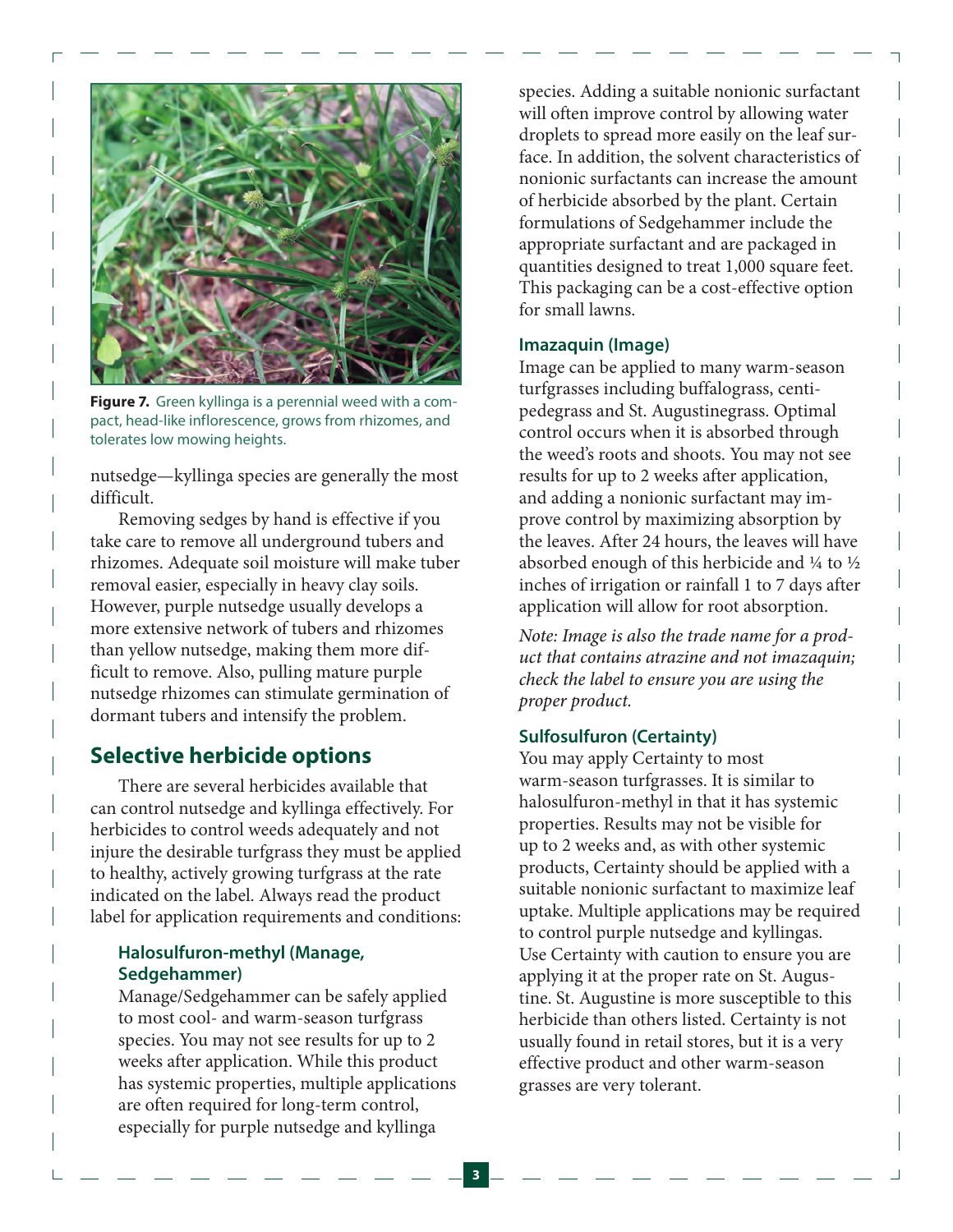**Figure 7.** Green kyllinga is a perennial weed with a compact, head-like inflorescence, grows from rhizomes, and tolerates low mowing heights.

nutsedge—kyllinga species are generally the most difficult.

Removing sedges by hand is effective if you take care to remove all underground tubers and rhizomes. Adequate soil moisture will make tuber removal easier, especially in heavy clay soils. However, purple nutsedge usually develops a more extensive network of tubers and rhizomes than yellow nutsedge, making them more difficult to remove. Also, pulling mature purple nutsedge rhizomes can stimulate germination of dormant tubers and intensify the problem.

## Selective herbicide options

There are several herbicides available that can control nutsedge and kyllinga effectively. For herbicides to control weeds adequately and not injure the desirable turfgrass they must be applied to healthy, actively growing turfgrass at the rate indicated on the label. Always read the product label for application requirements and conditions:

### Halosulfuron-methyl (Manage, Sedgehammer)

Manage/Sedgehammer can be safely applied to most cool- and warm-season turfgrass species. You may not see results for up to 2 weeks after application. While this product has systemic properties, multiple applications are often required for long-term control, especially for purple nutsedge and kyllinga species. Adding a suitable nonionic surfactant will often improve control by allowing water droplets to spread more easily on the leaf surface. In addition, the solvent characteristics of nonionic surfactants can increase the amount of herbicide absorbed by the plant. Certain formulations of Sedgehammer include the appropriate surfactant and are packaged in quantities designed to treat 1,000 square feet. This packaging can be a cost-effective option for small lawns.

### Imazaquin (Image)

Image can be applied to many warm-season turfgrasses including buffalograss, centipedegrass and St. Augustinegrass. Optimal control occurs when it is absorbed through the weed's roots and shoots. You may not see results for up to 2 weeks after application, and adding a nonionic surfactant may improve control by maximizing absorption by the leaves. After 24 hours, the leaves will have absorbed enough of this herbicide and ¼ to ½ inches of irrigation or rainfall 1 to 7 days after application will allow for root absorption.

*Note: Image is also the trade name for a product that contains atrazine and not imazaquin; check the label to ensure you are using the proper product.*

### Sulfosulfuron (Certainty)

You may apply Certainty to most warm-season turfgrasses. It is similar to halosulfuron-methyl in that it has systemic properties. Results may not be visible for up to 2 weeks and, as with other systemic products, Certainty should be applied with a suitable nonionic surfactant to maximize leaf uptake. Multiple applications may be required to control purple nutsedge and kyllingas. Use Certainty with caution to ensure you are applying it at the proper rate on St. Augustine. St. Augustine is more susceptible to this herbicide than others listed. Certainty is not usually found in retail stores, but it is a very effective product and other warm-season grasses are very tolerant.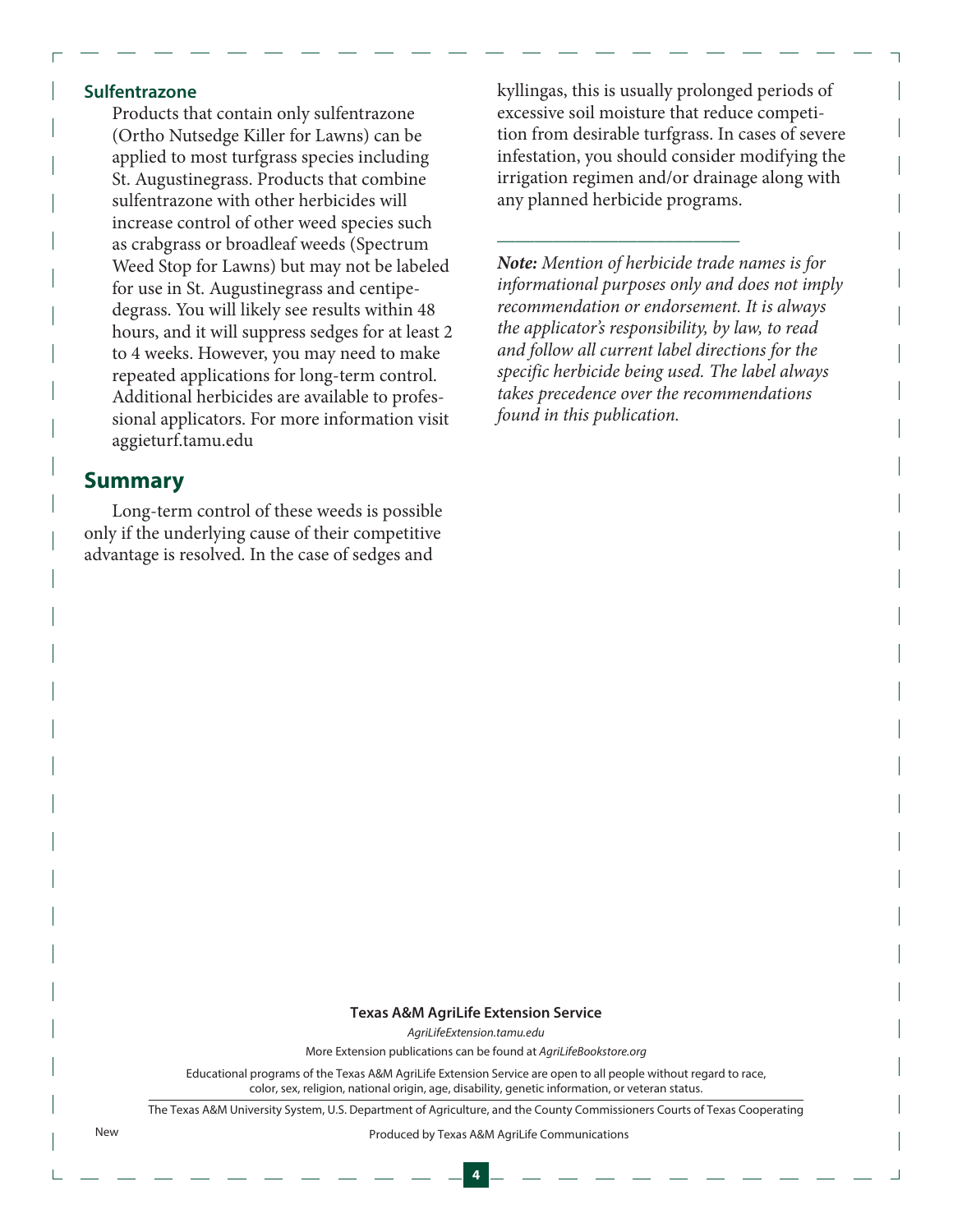### Sulfentrazone

Products that contain only sulfentrazone (Ortho Nutsedge Killer for Lawns) can be applied to most turfgrass species including St. Augustinegrass. Products that combine sulfentrazone with other herbicides will increase control of other weed species such as crabgrass or broadleaf weeds (Spectrum Weed Stop for Lawns) but may not be labeled for use in St. Augustinegrass and centipedegrass. You will likely see results within 48 hours, and it will suppress sedges for at least 2 to 4 weeks. However, you may need to make repeated applications for long-term control. Additional herbicides are available to professional applicators. For more information visit aggieturf.tamu.edu

## Summary

Long-term control of these weeds is possible only if the underlying cause of their competitive advantage is resolved. In the case of sedges and kyllingas, this is usually prolonged periods of excessive soil moisture that reduce competition from desirable turfgrass. In cases of severe infestation, you should consider modifying the irrigation regimen and/or drainage along with any planned herbicide programs.

---

***Note:*** *Mention of herbicide trade names is for informational purposes only and does not imply recommendation or endorsement. It is always the applicator's responsibility, by law, to read and follow all current label directions for the specific herbicide being used. The label always takes precedence over the recommendations found in this publication.*

**Texas A&M AgriLife Extension Service**

*AgriLifeExtension.tamu.edu*

More Extension publications can be found at *AgriLifeBookstore.org*

Educational programs of the Texas A&M AgriLife Extension Service are open to all people without regard to race, color, sex, religion, national origin, age, disability, genetic information, or veteran status.

The Texas A&M University System, U.S. Department of Agriculture, and the County Commissioners Courts of Texas Cooperating

New

Produced by Texas A&M AgriLife Communications